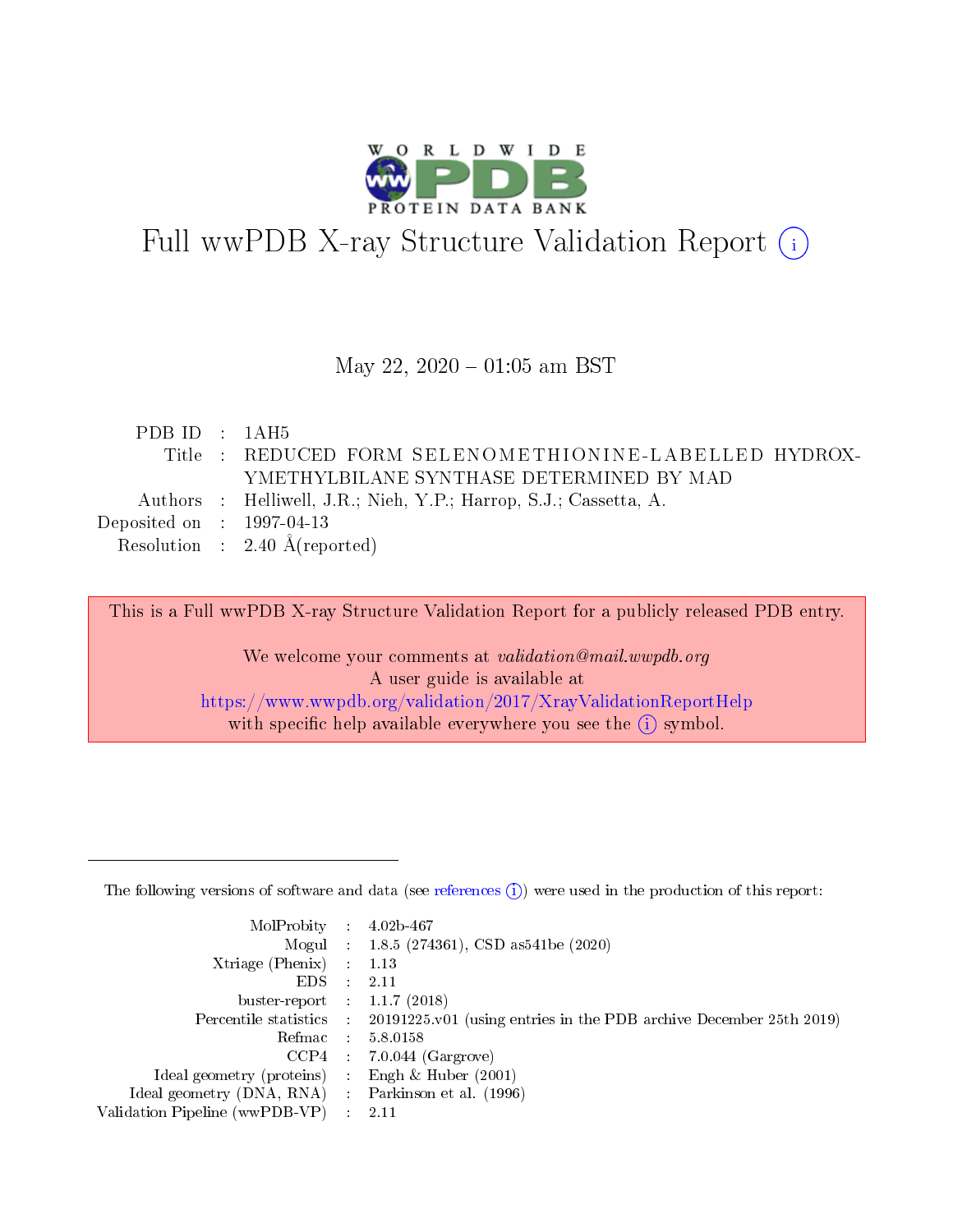# Full wwPDB X-ray Structure Validation Report ⓘ

May 22, 2020 – 01:05 am BST

| | | |
|---|---|---|
| PDB ID | : | 1AH5 |
| Title | : | REDUCED FORM SELENOMETHIONINE-LABELLED HYDROXYMETHYLBILANE SYNTHASE DETERMINED BY MAD |
| Authors | : | Helliwell, J.R.; Nieh, Y.P.; Harrop, S.J.; Cassetta, A. |
| Deposited on | : | 1997-04-13 |
| Resolution | : | 2.40 Å(reported) |

This is a Full wwPDB X-ray Structure Validation Report for a publicly released PDB entry.

We welcome your comments at *validation@mail.wwpdb.org*
A user guide is available at
https://www.wwpdb.org/validation/2017/XrayValidationReportHelp
with specific help available everywhere you see the ⓘ symbol.

---

The following versions of software and data (see references ⓘ) were used in the production of this report:

| | | |
|---|---|---|
| MolProbity | : | 4.02b-467 |
| Mogul | : | 1.8.5 (274361), CSD as541be (2020) |
| Xtriage (Phenix) | : | 1.13 |
| EDS | : | 2.11 |
| buster-report | : | 1.1.7 (2018) |
| Percentile statistics | : | 20191225.v01 (using entries in the PDB archive December 25th 2019) |
| Refmac | : | 5.8.0158 |
| CCP4 | : | 7.0.044 (Gargrove) |
| Ideal geometry (proteins) | : | Engh & Huber (2001) |
| Ideal geometry (DNA, RNA) | : | Parkinson et al. (1996) |
| Validation Pipeline (wwPDB-VP) | : | 2.11 |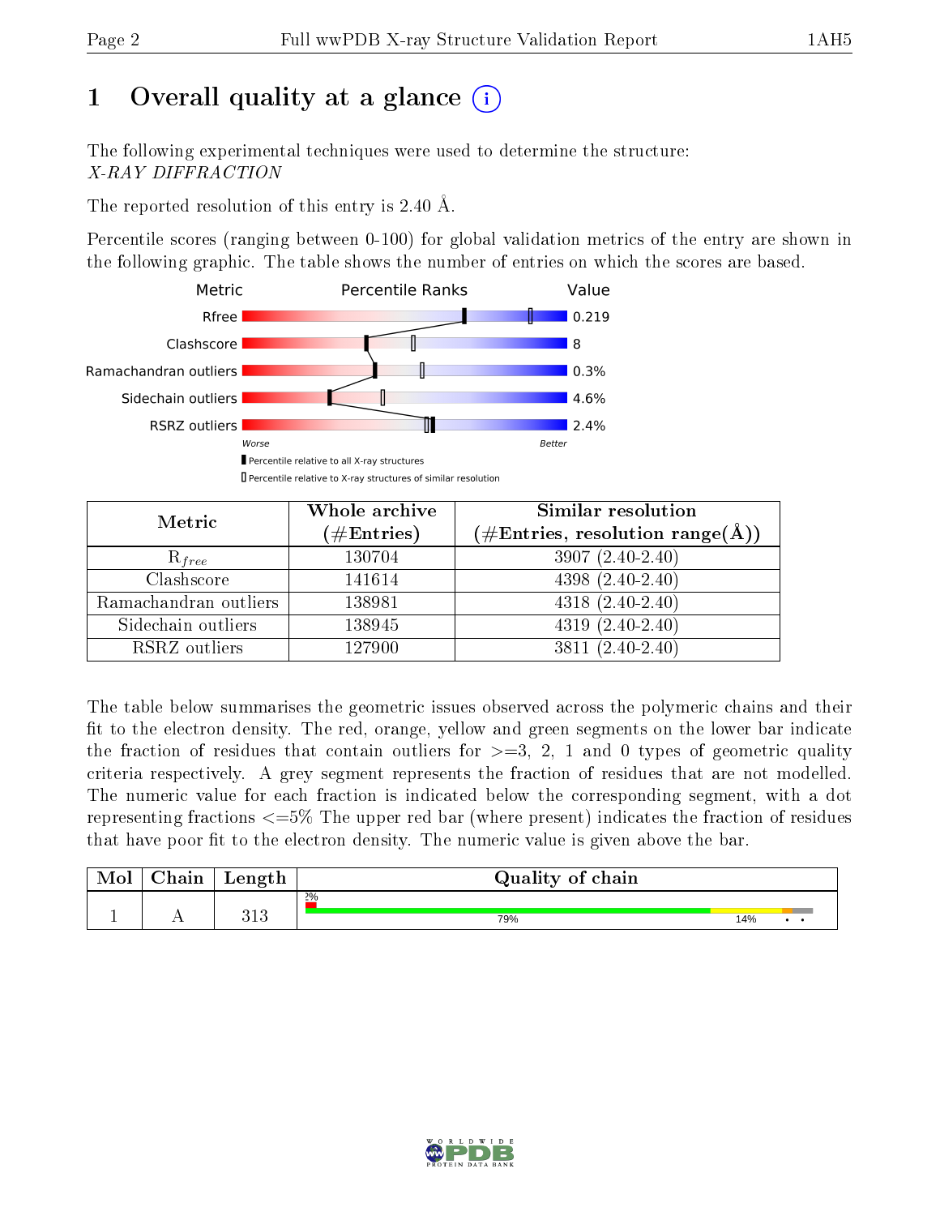# 1 Overall quality at a glance

The following experimental techniques were used to determine the structure: *X-RAY DIFFRACTION*

The reported resolution of this entry is 2.40 Å.

Percentile scores (ranging between 0-100) for global validation metrics of the entry are shown in the following graphic. The table shows the number of entries on which the scores are based.

| Metric | Value |
|---|---|
| Rfree | 0.219 |
| Clashscore | 8 |
| Ramachandran outliers | 0.3% |
| Sidechain outliers | 4.6% |
| RSRZ outliers | 2.4% |

Worse — Better

▮ Percentile relative to all X-ray structures
▯ Percentile relative to X-ray structures of similar resolution

| Metric | Whole archive (#Entries) | Similar resolution (#Entries, resolution range(Å)) |
|---|---|---|
| $R_{free}$ | 130704 | 3907 (2.40-2.40) |
| Clashscore | 141614 | 4398 (2.40-2.40) |
| Ramachandran outliers | 138981 | 4318 (2.40-2.40) |
| Sidechain outliers | 138945 | 4319 (2.40-2.40) |
| RSRZ outliers | 127900 | 3811 (2.40-2.40) |

The table below summarises the geometric issues observed across the polymeric chains and their fit to the electron density. The red, orange, yellow and green segments on the lower bar indicate the fraction of residues that contain outliers for >=3, 2, 1 and 0 types of geometric quality criteria respectively. A grey segment represents the fraction of residues that are not modelled. The numeric value for each fraction is indicated below the corresponding segment, with a dot representing fractions <=5% The upper red bar (where present) indicates the fraction of residues that have poor fit to the electron density. The numeric value is given above the bar.

| Mol | Chain | Length | Quality of chain |
|---|---|---|---|
| 1 | A | 313 | 2% / 79% / 14% / • / • |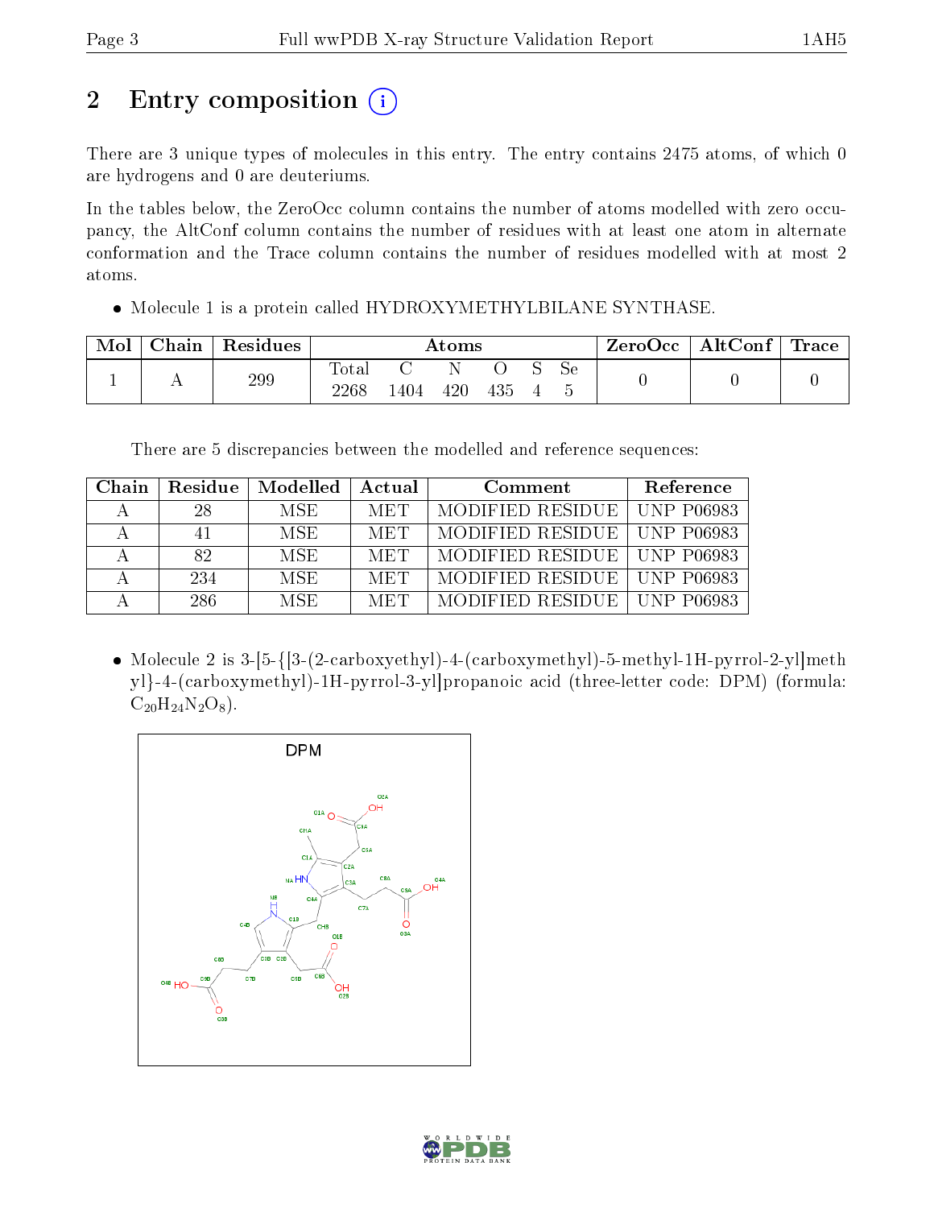# 2 Entry composition

There are 3 unique types of molecules in this entry. The entry contains 2475 atoms, of which 0 are hydrogens and 0 are deuteriums.

In the tables below, the ZeroOcc column contains the number of atoms modelled with zero occupancy, the AltConf column contains the number of residues with at least one atom in alternate conformation and the Trace column contains the number of residues modelled with at most 2 atoms.

- Molecule 1 is a protein called HYDROXYMETHYLBILANE SYNTHASE.

| Mol | Chain | Residues | Atoms | | | | | | ZeroOcc | AltConf | Trace |
|---|---|---|---|---|---|---|---|---|---|---|---|
| | | | Total | C | N | O | S | Se | | | |
| 1 | A | 299 | 2268 | 1404 | 420 | 435 | 4 | 5 | 0 | 0 | 0 |

There are 5 discrepancies between the modelled and reference sequences:

| Chain | Residue | Modelled | Actual | Comment | Reference |
|---|---|---|---|---|---|
| A | 28 | MSE | MET | MODIFIED RESIDUE | UNP P06983 |
| A | 41 | MSE | MET | MODIFIED RESIDUE | UNP P06983 |
| A | 82 | MSE | MET | MODIFIED RESIDUE | UNP P06983 |
| A | 234 | MSE | MET | MODIFIED RESIDUE | UNP P06983 |
| A | 286 | MSE | MET | MODIFIED RESIDUE | UNP P06983 |

- Molecule 2 is 3-[5-{[3-(2-carboxyethyl)-4-(carboxymethyl)-5-methyl-1H-pyrrol-2-yl]methyl}-4-(carboxymethyl)-1H-pyrrol-3-yl]propanoic acid (three-letter code: DPM) (formula: $C_{20}H_{24}N_2O_8$).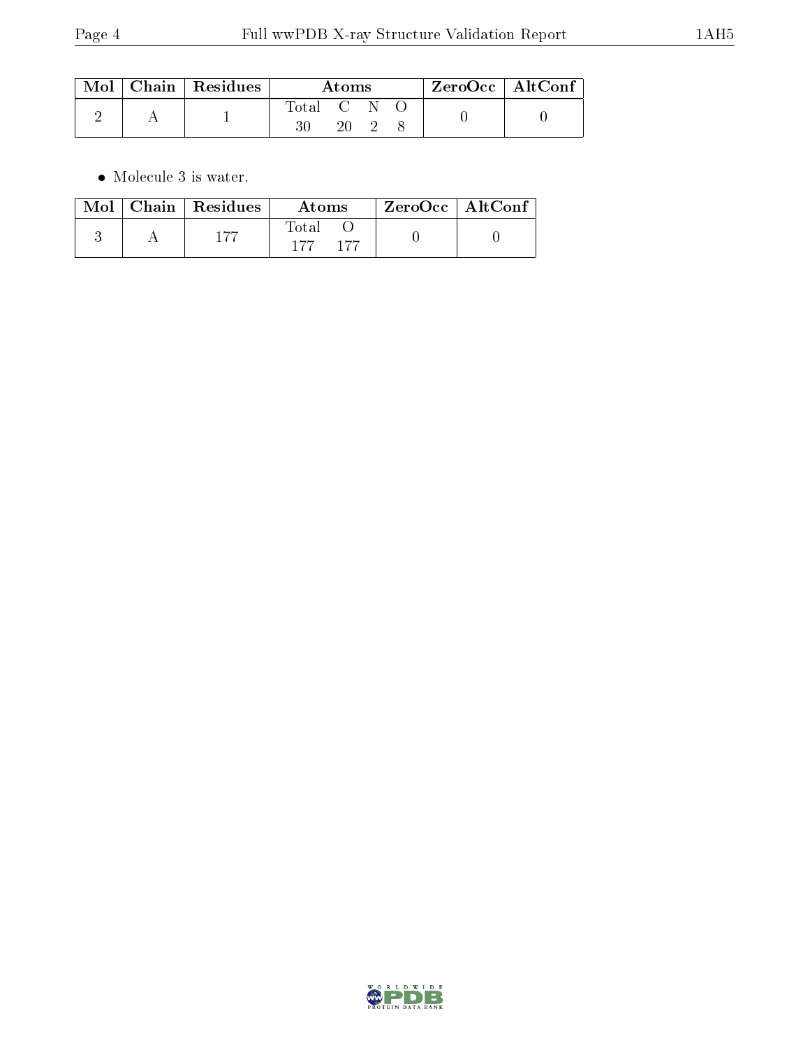| Mol | Chain | Residues | Atoms | | | | ZeroOcc | AltConf |
|---|---|---|---|---|---|---|---|---|
| | | | Total | C | N | O | | |
| 2 | A | 1 | 30 | 20 | 2 | 8 | 0 | 0 |

- Molecule 3 is water.

| Mol | Chain | Residues | Atoms | | ZeroOcc | AltConf |
|---|---|---|---|---|---|---|
| | | | Total | O | | |
| 3 | A | 177 | 177 | 177 | 0 | 0 |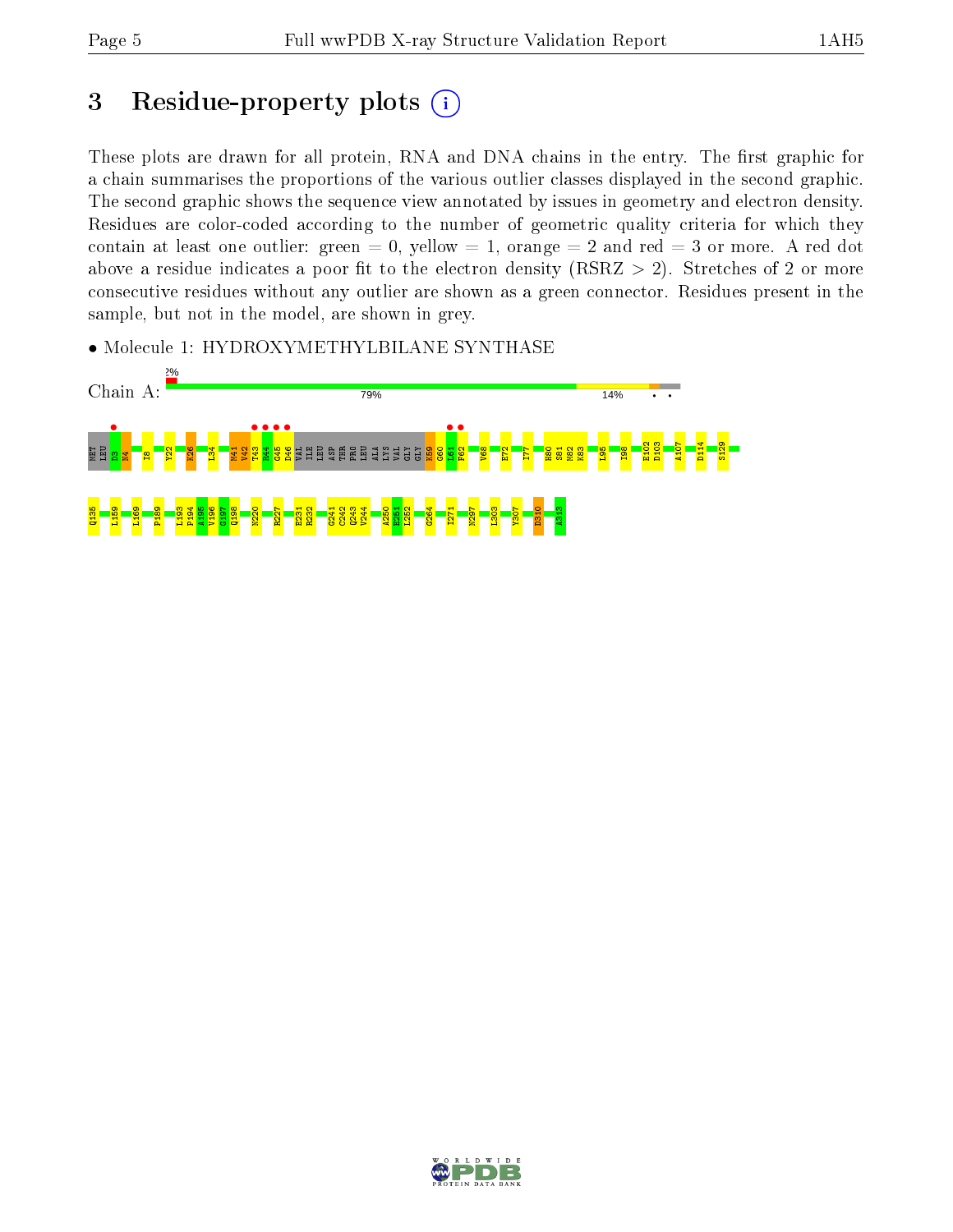# 3 Residue-property plots

These plots are drawn for all protein, RNA and DNA chains in the entry. The first graphic for a chain summarises the proportions of the various outlier classes displayed in the second graphic. The second graphic shows the sequence view annotated by issues in geometry and electron density. Residues are color-coded according to the number of geometric quality criteria for which they contain at least one outlier: green = 0, yellow = 1, orange = 2 and red = 3 or more. A red dot above a residue indicates a poor fit to the electron density (RSRZ > 2). Stretches of 2 or more consecutive residues without any outlier are shown as a green connector. Residues present in the sample, but not in the model, are shown in grey.

- Molecule 1: HYDROXYMETHYLBILANE SYNTHASE

Chain A: 2% | 79% | 14% | • | •

MET LEU D3 N4 I8 Y22 K26 L34 M41 V42 T43 R44 G45 D46 VAL ILE LEU ASP THR PRO LEU ALA LYS VAL GLY GLY K59 G60 L61 F62 V68 E72 I77 H80 S81 M82 K83 L95 I98 E102 D103 A107 D114 S129 Q135 L159 L169 P189 L193 P194 A195 V196 G197 Q198 N220 R227 E231 R232 G241 C242 Q243 V244 A250 E251 L252 G264 I271 N297 L303 Y307 D310 A313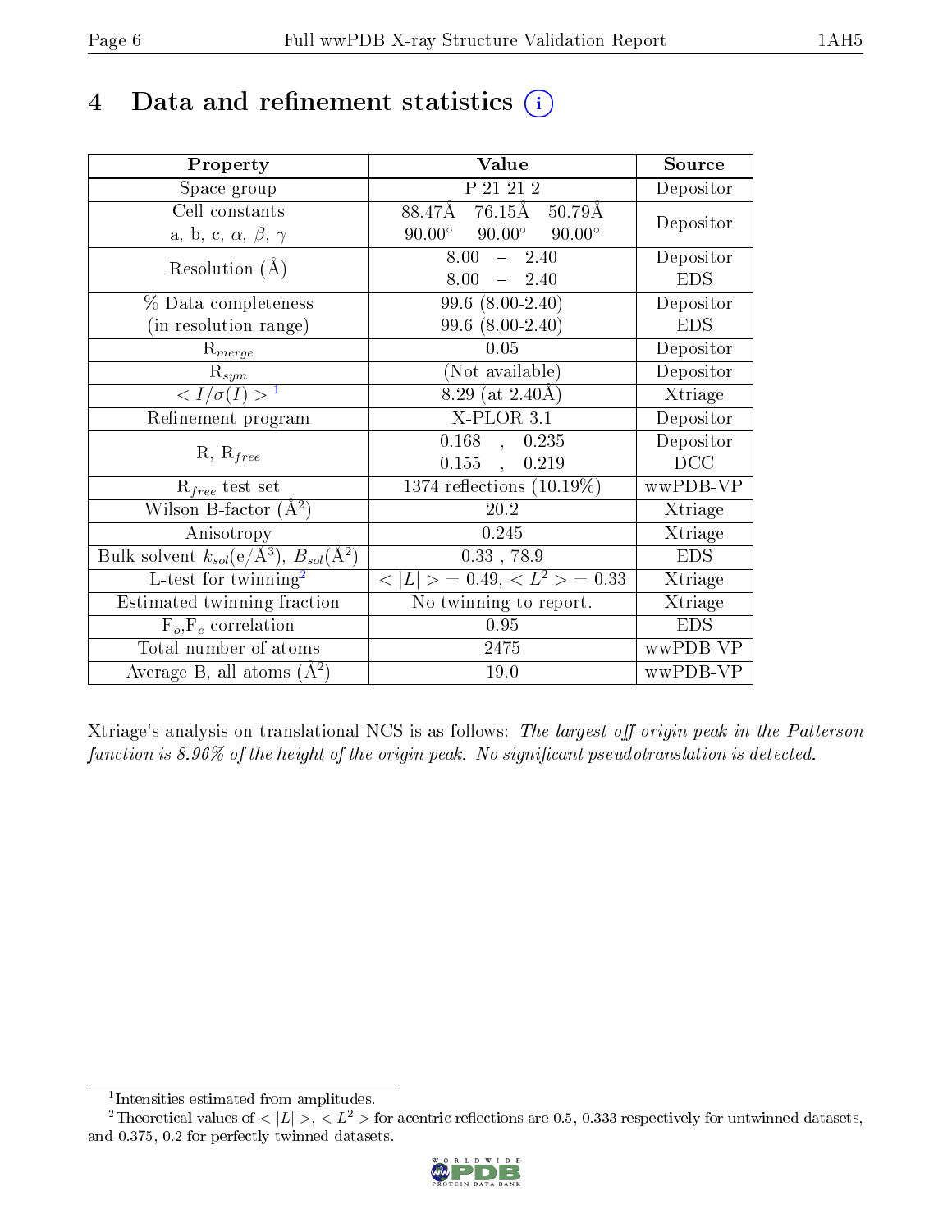# 4 Data and refinement statistics ⓘ

| Property | Value | Source |
|---|---|---|
| Space group | P 21 21 2 | Depositor |
| Cell constants<br>a, b, c, $\alpha$, $\beta$, $\gamma$ | 88.47Å 76.15Å 50.79Å<br>90.00° 90.00° 90.00° | Depositor |
| Resolution (Å) | 8.00 – 2.40<br>8.00 – 2.40 | Depositor<br>EDS |
| % Data completeness<br>(in resolution range) | 99.6 (8.00-2.40)<br>99.6 (8.00-2.40) | Depositor<br>EDS |
| $R_{merge}$ | 0.05 | Depositor |
| $R_{sym}$ | (Not available) | Depositor |
| $< I/\sigma(I) >$ [1] | 8.29 (at 2.40Å) | Xtriage |
| Refinement program | X-PLOR 3.1 | Depositor |
| R, $R_{free}$ | 0.168 , 0.235<br>0.155 , 0.219 | Depositor<br>DCC |
| $R_{free}$ test set | 1374 reflections (10.19%) | wwPDB-VP |
| Wilson B-factor ($Å^2$) | 20.2 | Xtriage |
| Anisotropy | 0.245 | Xtriage |
| Bulk solvent $k_{sol}$(e/$Å^3$), $B_{sol}$($Å^2$) | 0.33 , 78.9 | EDS |
| L-test for twinning[2] | $< \|L\| >$ = 0.49, $< L^2 >$ = 0.33 | Xtriage |
| Estimated twinning fraction | No twinning to report. | Xtriage |
| $F_o$,$F_c$ correlation | 0.95 | EDS |
| Total number of atoms | 2475 | wwPDB-VP |
| Average B, all atoms ($Å^2$) | 19.0 | wwPDB-VP |

Xtriage's analysis on translational NCS is as follows: *The largest off-origin peak in the Patterson function is 8.96% of the height of the origin peak. No significant pseudotranslation is detected.*

[1] Intensities estimated from amplitudes.

[2] Theoretical values of $< |L| >$, $< L^2 >$ for acentric reflections are 0.5, 0.333 respectively for untwinned datasets, and 0.375, 0.2 for perfectly twinned datasets.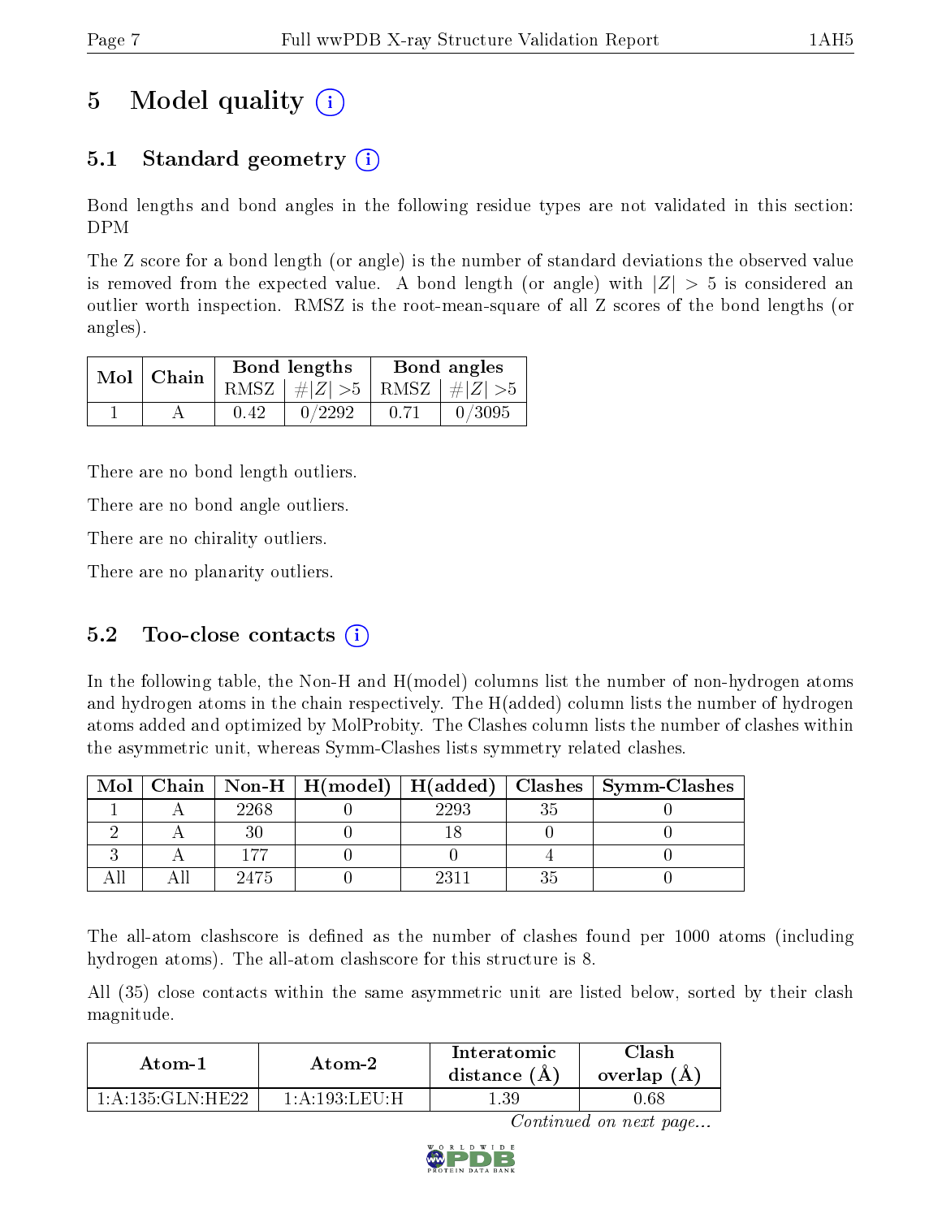# 5 Model quality

## 5.1 Standard geometry

Bond lengths and bond angles in the following residue types are not validated in this section: DPM

The Z score for a bond length (or angle) is the number of standard deviations the observed value is removed from the expected value. A bond length (or angle) with $|Z| > 5$ is considered an outlier worth inspection. RMSZ is the root-mean-square of all Z scores of the bond lengths (or angles).

| Mol | Chain | Bond lengths | | Bond angles | |
|---|---|---|---|---|---|
| | | RMSZ | $\#\|Z\| > 5$ | RMSZ | $\#\|Z\| > 5$ |
| 1 | A | 0.42 | 0/2292 | 0.71 | 0/3095 |

There are no bond length outliers.

There are no bond angle outliers.

There are no chirality outliers.

There are no planarity outliers.

## 5.2 Too-close contacts

In the following table, the Non-H and H(model) columns list the number of non-hydrogen atoms and hydrogen atoms in the chain respectively. The H(added) column lists the number of hydrogen atoms added and optimized by MolProbity. The Clashes column lists the number of clashes within the asymmetric unit, whereas Symm-Clashes lists symmetry related clashes.

| Mol | Chain | Non-H | H(model) | H(added) | Clashes | Symm-Clashes |
|---|---|---|---|---|---|---|
| 1 | A | 2268 | 0 | 2293 | 35 | 0 |
| 2 | A | 30 | 0 | 18 | 0 | 0 |
| 3 | A | 177 | 0 | 0 | 4 | 0 |
| All | All | 2475 | 0 | 2311 | 35 | 0 |

The all-atom clashscore is defined as the number of clashes found per 1000 atoms (including hydrogen atoms). The all-atom clashscore for this structure is 8.

All (35) close contacts within the same asymmetric unit are listed below, sorted by their clash magnitude.

| Atom-1 | Atom-2 | Interatomic distance (Å) | Clash overlap (Å) |
|---|---|---|---|
| 1:A:135:GLN:HE22 | 1:A:193:LEU:H | 1.39 | 0.68 |

*Continued on next page...*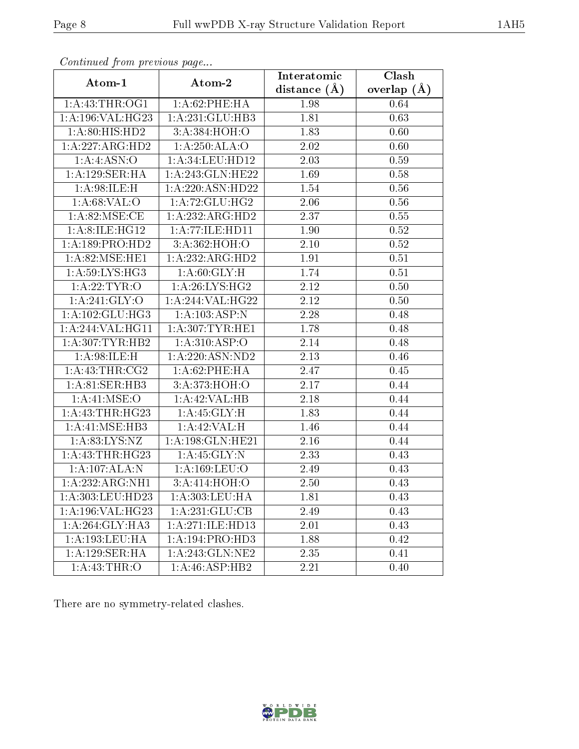*Continued from previous page...*

| Atom-1 | Atom-2 | Interatomic distance (Å) | Clash overlap (Å) |
|---|---|---|---|
| 1:A:43:THR:OG1 | 1:A:62:PHE:HA | 1.98 | 0.64 |
| 1:A:196:VAL:HG23 | 1:A:231:GLU:HB3 | 1.81 | 0.63 |
| 1:A:80:HIS:HD2 | 3:A:384:HOH:O | 1.83 | 0.60 |
| 1:A:227:ARG:HD2 | 1:A:250:ALA:O | 2.02 | 0.60 |
| 1:A:4:ASN:O | 1:A:34:LEU:HD12 | 2.03 | 0.59 |
| 1:A:129:SER:HA | 1:A:243:GLN:HE22 | 1.69 | 0.58 |
| 1:A:98:ILE:H | 1:A:220:ASN:HD22 | 1.54 | 0.56 |
| 1:A:68:VAL:O | 1:A:72:GLU:HG2 | 2.06 | 0.56 |
| 1:A:82:MSE:CE | 1:A:232:ARG:HD2 | 2.37 | 0.55 |
| 1:A:8:ILE:HG12 | 1:A:77:ILE:HD11 | 1.90 | 0.52 |
| 1:A:189:PRO:HD2 | 3:A:362:HOH:O | 2.10 | 0.52 |
| 1:A:82:MSE:HE1 | 1:A:232:ARG:HD2 | 1.91 | 0.51 |
| 1:A:59:LYS:HG3 | 1:A:60:GLY:H | 1.74 | 0.51 |
| 1:A:22:TYR:O | 1:A:26:LYS:HG2 | 2.12 | 0.50 |
| 1:A:241:GLY:O | 1:A:244:VAL:HG22 | 2.12 | 0.50 |
| 1:A:102:GLU:HG3 | 1:A:103:ASP:N | 2.28 | 0.48 |
| 1:A:244:VAL:HG11 | 1:A:307:TYR:HE1 | 1.78 | 0.48 |
| 1:A:307:TYR:HB2 | 1:A:310:ASP:O | 2.14 | 0.48 |
| 1:A:98:ILE:H | 1:A:220:ASN:ND2 | 2.13 | 0.46 |
| 1:A:43:THR:CG2 | 1:A:62:PHE:HA | 2.47 | 0.45 |
| 1:A:81:SER:HB3 | 3:A:373:HOH:O | 2.17 | 0.44 |
| 1:A:41:MSE:O | 1:A:42:VAL:HB | 2.18 | 0.44 |
| 1:A:43:THR:HG23 | 1:A:45:GLY:H | 1.83 | 0.44 |
| 1:A:41:MSE:HB3 | 1:A:42:VAL:H | 1.46 | 0.44 |
| 1:A:83:LYS:NZ | 1:A:198:GLN:HE21 | 2.16 | 0.44 |
| 1:A:43:THR:HG23 | 1:A:45:GLY:N | 2.33 | 0.43 |
| 1:A:107:ALA:N | 1:A:169:LEU:O | 2.49 | 0.43 |
| 1:A:232:ARG:NH1 | 3:A:414:HOH:O | 2.50 | 0.43 |
| 1:A:303:LEU:HD23 | 1:A:303:LEU:HA | 1.81 | 0.43 |
| 1:A:196:VAL:HG23 | 1:A:231:GLU:CB | 2.49 | 0.43 |
| 1:A:264:GLY:HA3 | 1:A:271:ILE:HD13 | 2.01 | 0.43 |
| 1:A:193:LEU:HA | 1:A:194:PRO:HD3 | 1.88 | 0.42 |
| 1:A:129:SER:HA | 1:A:243:GLN:NE2 | 2.35 | 0.41 |
| 1:A:43:THR:O | 1:A:46:ASP:HB2 | 2.21 | 0.40 |

There are no symmetry-related clashes.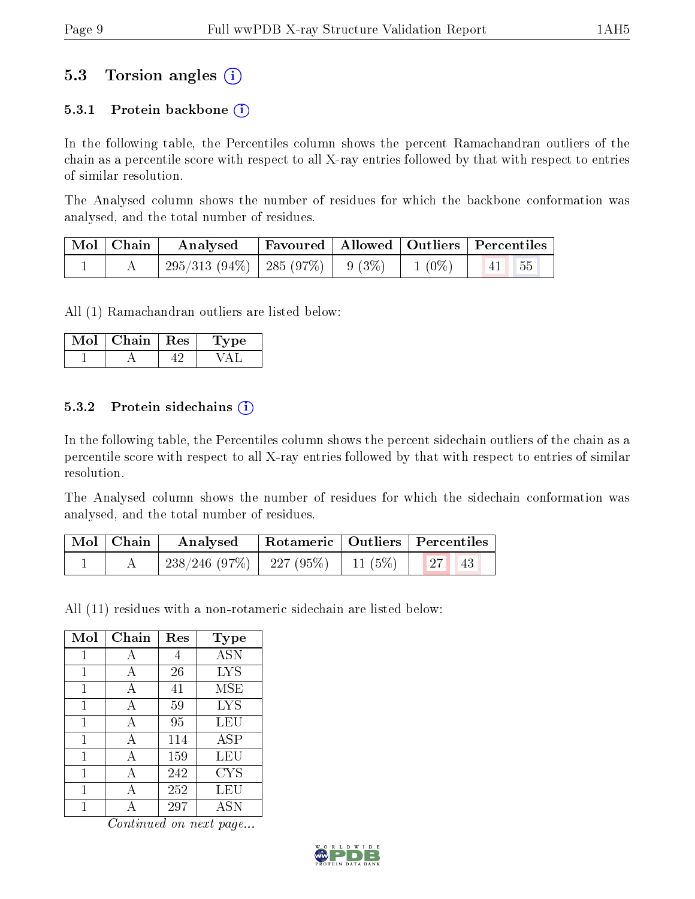## 5.3 Torsion angles (i)

### 5.3.1 Protein backbone (i)

In the following table, the Percentiles column shows the percent Ramachandran outliers of the chain as a percentile score with respect to all X-ray entries followed by that with respect to entries of similar resolution.

The Analysed column shows the number of residues for which the backbone conformation was analysed, and the total number of residues.

| Mol | Chain | Analysed | Favoured | Allowed | Outliers | Percentiles | |
|---|---|---|---|---|---|---|---|
| 1 | A | 295/313 (94%) | 285 (97%) | 9 (3%) | 1 (0%) | 41 | 55 |

All (1) Ramachandran outliers are listed below:

| Mol | Chain | Res | Type |
|---|---|---|---|
| 1 | A | 42 | VAL |

### 5.3.2 Protein sidechains (i)

In the following table, the Percentiles column shows the percent sidechain outliers of the chain as a percentile score with respect to all X-ray entries followed by that with respect to entries of similar resolution.

The Analysed column shows the number of residues for which the sidechain conformation was analysed, and the total number of residues.

| Mol | Chain | Analysed | Rotameric | Outliers | Percentiles | |
|---|---|---|---|---|---|---|
| 1 | A | 238/246 (97%) | 227 (95%) | 11 (5%) | 27 | 43 |

All (11) residues with a non-rotameric sidechain are listed below:

| Mol | Chain | Res | Type |
|---|---|---|---|
| 1 | A | 4 | ASN |
| 1 | A | 26 | LYS |
| 1 | A | 41 | MSE |
| 1 | A | 59 | LYS |
| 1 | A | 95 | LEU |
| 1 | A | 114 | ASP |
| 1 | A | 159 | LEU |
| 1 | A | 242 | CYS |
| 1 | A | 252 | LEU |
| 1 | A | 297 | ASN |

*Continued on next page...*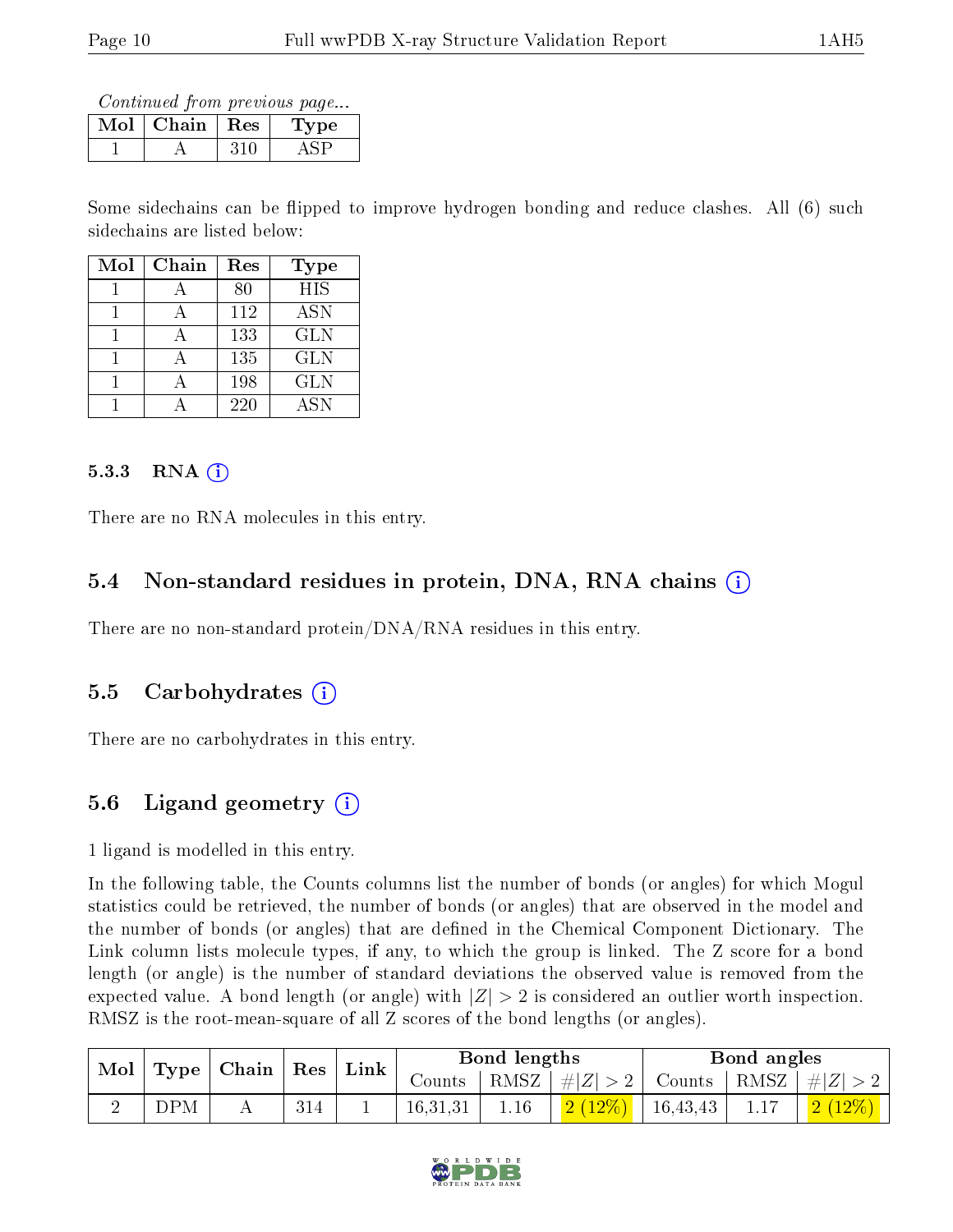*Continued from previous page...*

| Mol | Chain | Res | Type |
|---|---|---|---|
| 1 | A | 310 | ASP |

Some sidechains can be flipped to improve hydrogen bonding and reduce clashes. All (6) such sidechains are listed below:

| Mol | Chain | Res | Type |
|---|---|---|---|
| 1 | A | 80 | HIS |
| 1 | A | 112 | ASN |
| 1 | A | 133 | GLN |
| 1 | A | 135 | GLN |
| 1 | A | 198 | GLN |
| 1 | A | 220 | ASN |

#### 5.3.3 RNA

There are no RNA molecules in this entry.

### 5.4 Non-standard residues in protein, DNA, RNA chains

There are no non-standard protein/DNA/RNA residues in this entry.

### 5.5 Carbohydrates

There are no carbohydrates in this entry.

### 5.6 Ligand geometry

1 ligand is modelled in this entry.

In the following table, the Counts columns list the number of bonds (or angles) for which Mogul statistics could be retrieved, the number of bonds (or angles) that are observed in the model and the number of bonds (or angles) that are defined in the Chemical Component Dictionary. The Link column lists molecule types, if any, to which the group is linked. The Z score for a bond length (or angle) is the number of standard deviations the observed value is removed from the expected value. A bond length (or angle) with $|Z| > 2$ is considered an outlier worth inspection. RMSZ is the root-mean-square of all Z scores of the bond lengths (or angles).

| Mol | Type | Chain | Res | Link | Bond lengths | | | Bond angles | | |
|---|---|---|---|---|---|---|---|---|---|---|
| | | | | | Counts | RMSZ | $\#\|Z\| > 2$ | Counts | RMSZ | $\#\|Z\| > 2$ |
| 2 | DPM | A | 314 | 1 | 16,31,31 | 1.16 | 2 (12%) | 16,43,43 | 1.17 | 2 (12%) |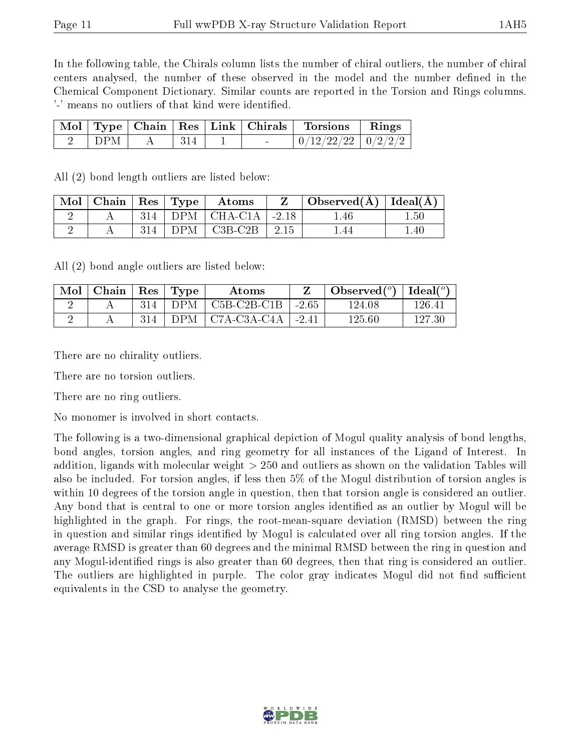In the following table, the Chirals column lists the number of chiral outliers, the number of chiral centers analysed, the number of these observed in the model and the number defined in the Chemical Component Dictionary. Similar counts are reported in the Torsion and Rings columns. '-' means no outliers of that kind were identified.

| Mol | Type | Chain | Res | Link | Chirals | Torsions | Rings |
|---|---|---|---|---|---|---|---|
| 2 | DPM | A | 314 | 1 | - | 0/12/22/22 | 0/2/2/2 |

All (2) bond length outliers are listed below:

| Mol | Chain | Res | Type | Atoms | Z | Observed(Å) | Ideal(Å) |
|---|---|---|---|---|---|---|---|
| 2 | A | 314 | DPM | CHA-C1A | -2.18 | 1.46 | 1.50 |
| 2 | A | 314 | DPM | C3B-C2B | 2.15 | 1.44 | 1.40 |

All (2) bond angle outliers are listed below:

| Mol | Chain | Res | Type | Atoms | Z | Observed(°) | Ideal(°) |
|---|---|---|---|---|---|---|---|
| 2 | A | 314 | DPM | C5B-C2B-C1B | -2.65 | 124.08 | 126.41 |
| 2 | A | 314 | DPM | C7A-C3A-C4A | -2.41 | 125.60 | 127.30 |

There are no chirality outliers.

There are no torsion outliers.

There are no ring outliers.

No monomer is involved in short contacts.

The following is a two-dimensional graphical depiction of Mogul quality analysis of bond lengths, bond angles, torsion angles, and ring geometry for all instances of the Ligand of Interest. In addition, ligands with molecular weight > 250 and outliers as shown on the validation Tables will also be included. For torsion angles, if less then 5% of the Mogul distribution of torsion angles is within 10 degrees of the torsion angle in question, then that torsion angle is considered an outlier. Any bond that is central to one or more torsion angles identified as an outlier by Mogul will be highlighted in the graph. For rings, the root-mean-square deviation (RMSD) between the ring in question and similar rings identified by Mogul is calculated over all ring torsion angles. If the average RMSD is greater than 60 degrees and the minimal RMSD between the ring in question and any Mogul-identified rings is also greater than 60 degrees, then that ring is considered an outlier. The outliers are highlighted in purple. The color gray indicates Mogul did not find sufficient equivalents in the CSD to analyse the geometry.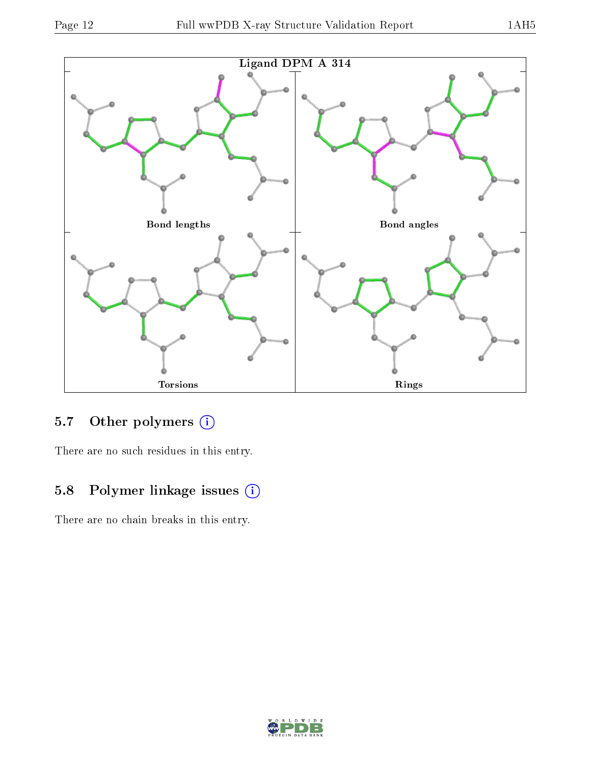Ligand DPM A 314

Bond lengths

Bond angles

Torsions

Rings

## 5.7 Other polymers

There are no such residues in this entry.

## 5.8 Polymer linkage issues

There are no chain breaks in this entry.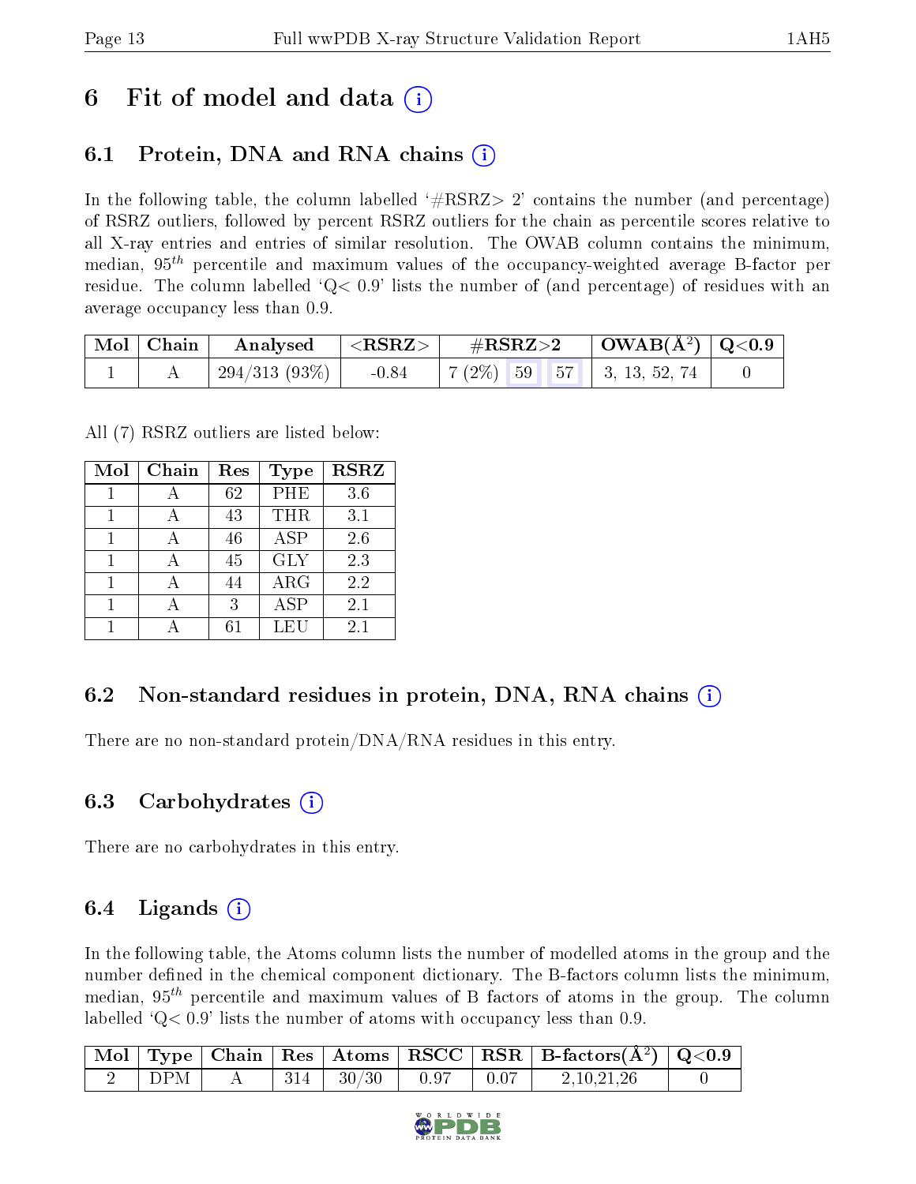# 6 Fit of model and data (i)

## 6.1 Protein, DNA and RNA chains (i)

In the following table, the column labelled '#RSRZ> 2' contains the number (and percentage) of RSRZ outliers, followed by percent RSRZ outliers for the chain as percentile scores relative to all X-ray entries and entries of similar resolution. The OWAB column contains the minimum, median, $95^{th}$ percentile and maximum values of the occupancy-weighted average B-factor per residue. The column labelled 'Q< 0.9' lists the number of (and percentage) of residues with an average occupancy less than 0.9.

| Mol | Chain | Analysed | <RSRZ> | #RSRZ>2 | | | OWAB(Å$^2$) | Q<0.9 |
|---|---|---|---|---|---|---|---|---|
| 1 | A | 294/313 (93%) | -0.84 | 7 (2%) | 59 | 57 | 3, 13, 52, 74 | 0 |

All (7) RSRZ outliers are listed below:

| Mol | Chain | Res | Type | RSRZ |
|---|---|---|---|---|
| 1 | A | 62 | PHE | 3.6 |
| 1 | A | 43 | THR | 3.1 |
| 1 | A | 46 | ASP | 2.6 |
| 1 | A | 45 | GLY | 2.3 |
| 1 | A | 44 | ARG | 2.2 |
| 1 | A | 3 | ASP | 2.1 |
| 1 | A | 61 | LEU | 2.1 |

## 6.2 Non-standard residues in protein, DNA, RNA chains (i)

There are no non-standard protein/DNA/RNA residues in this entry.

## 6.3 Carbohydrates (i)

There are no carbohydrates in this entry.

## 6.4 Ligands (i)

In the following table, the Atoms column lists the number of modelled atoms in the group and the number defined in the chemical component dictionary. The B-factors column lists the minimum, median, $95^{th}$ percentile and maximum values of B factors of atoms in the group. The column labelled 'Q< 0.9' lists the number of atoms with occupancy less than 0.9.

| Mol | Type | Chain | Res | Atoms | RSCC | RSR | B-factors(Å$^2$) | Q<0.9 |
|---|---|---|---|---|---|---|---|---|
| 2 | DPM | A | 314 | 30/30 | 0.97 | 0.07 | 2,10,21,26 | 0 |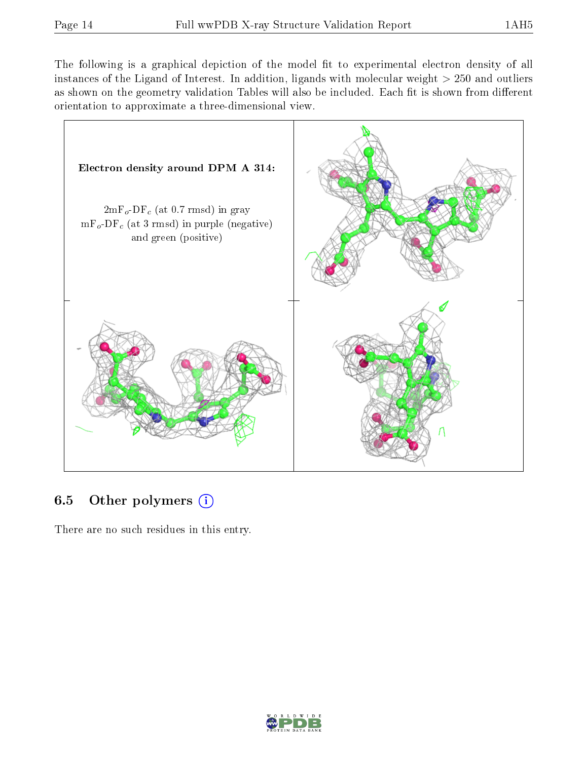The following is a graphical depiction of the model fit to experimental electron density of all instances of the Ligand of Interest. In addition, ligands with molecular weight > 250 and outliers as shown on the geometry validation Tables will also be included. Each fit is shown from different orientation to approximate a three-dimensional view.

**Electron density around DPM A 314:**

$2mF_o$-$DF_c$ (at 0.7 rmsd) in gray
$mF_o$-$DF_c$ (at 3 rmsd) in purple (negative) and green (positive)

## 6.5 Other polymers

There are no such residues in this entry.